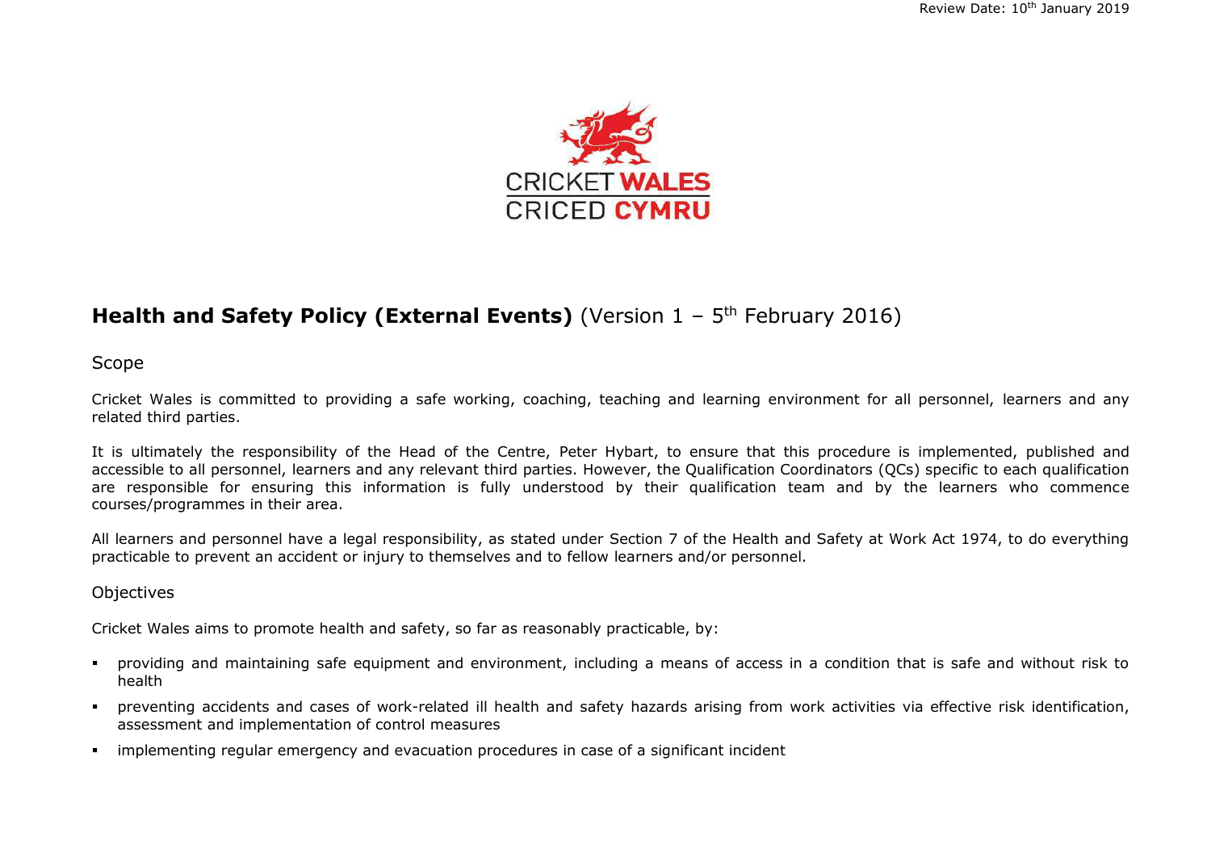Review Date: 10th January 2019

CRICKET WALES
CRICED CYMRU

# Health and Safety Policy (External Events) (Version 1 – 5th February 2016)

## Scope

Cricket Wales is committed to providing a safe working, coaching, teaching and learning environment for all personnel, learners and any related third parties.

It is ultimately the responsibility of the Head of the Centre, Peter Hybart, to ensure that this procedure is implemented, published and accessible to all personnel, learners and any relevant third parties. However, the Qualification Coordinators (QCs) specific to each qualification are responsible for ensuring this information is fully understood by their qualification team and by the learners who commence courses/programmes in their area.

All learners and personnel have a legal responsibility, as stated under Section 7 of the Health and Safety at Work Act 1974, to do everything practicable to prevent an accident or injury to themselves and to fellow learners and/or personnel.

## Objectives

Cricket Wales aims to promote health and safety, so far as reasonably practicable, by:

- providing and maintaining safe equipment and environment, including a means of access in a condition that is safe and without risk to health
- preventing accidents and cases of work-related ill health and safety hazards arising from work activities via effective risk identification, assessment and implementation of control measures
- implementing regular emergency and evacuation procedures in case of a significant incident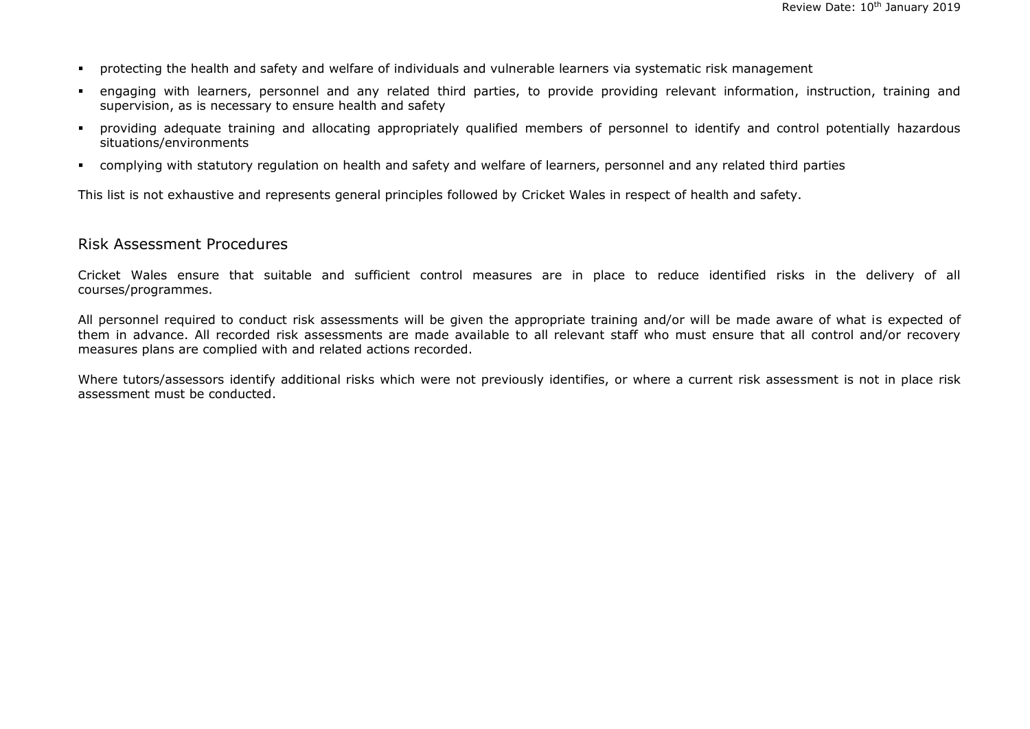- protecting the health and safety and welfare of individuals and vulnerable learners via systematic risk management
- engaging with learners, personnel and any related third parties, to provide providing relevant information, instruction, training and supervision, as is necessary to ensure health and safety
- providing adequate training and allocating appropriately qualified members of personnel to identify and control potentially hazardous situations/environments
- complying with statutory regulation on health and safety and welfare of learners, personnel and any related third parties

This list is not exhaustive and represents general principles followed by Cricket Wales in respect of health and safety.

## Risk Assessment Procedures

Cricket Wales ensure that suitable and sufficient control measures are in place to reduce identified risks in the delivery of all courses/programmes.

All personnel required to conduct risk assessments will be given the appropriate training and/or will be made aware of what is expected of them in advance. All recorded risk assessments are made available to all relevant staff who must ensure that all control and/or recovery measures plans are complied with and related actions recorded.

Where tutors/assessors identify additional risks which were not previously identifies, or where a current risk assessment is not in place risk assessment must be conducted.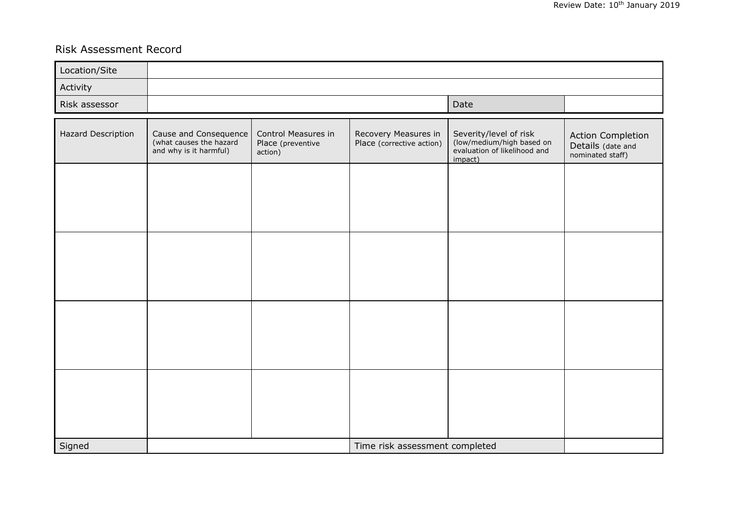Review Date: 10th January 2019

Risk Assessment Record

| Location/Site | | | |
|---|---|---|---|
| Activity | | | |
| Risk assessor | | Date | |

| Hazard Description | Cause and Consequence (what causes the hazard and why is it harmful) | Control Measures in Place (preventive action) | Recovery Measures in Place (corrective action) | Severity/level of risk (low/medium/high based on evaluation of likelihood and impact) | Action Completion Details (date and nominated staff) |
|---|---|---|---|---|---|
| | | | | | |
| | | | | | |
| | | | | | |
| | | | | | |
| Signed | | | Time risk assessment completed | | |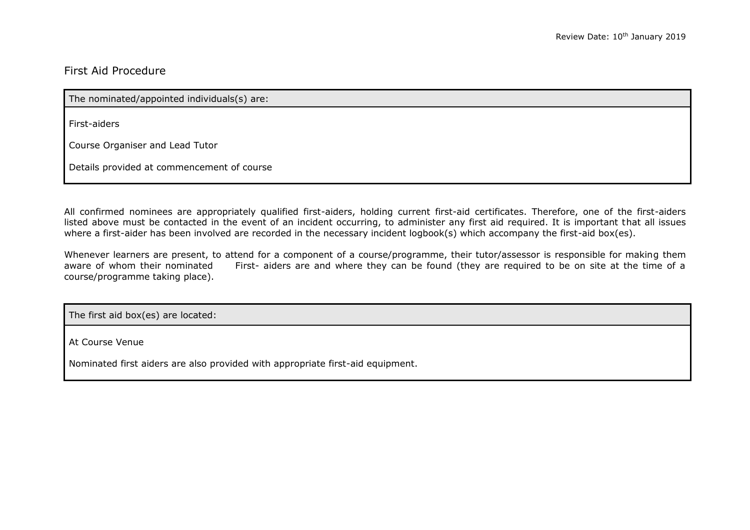Review Date: 10th January 2019

# First Aid Procedure

| The nominated/appointed individuals(s) are: |
|---|
| First-aiders<br><br>Course Organiser and Lead Tutor<br><br>Details provided at commencement of course |

All confirmed nominees are appropriately qualified first-aiders, holding current first-aid certificates. Therefore, one of the first-aiders listed above must be contacted in the event of an incident occurring, to administer any first aid required. It is important that all issues where a first-aider has been involved are recorded in the necessary incident logbook(s) which accompany the first-aid box(es).

Whenever learners are present, to attend for a component of a course/programme, their tutor/assessor is responsible for making them aware of whom their nominated First- aiders are and where they can be found (they are required to be on site at the time of a course/programme taking place).

| The first aid box(es) are located: |
|---|
| At Course Venue<br><br>Nominated first aiders are also provided with appropriate first-aid equipment. |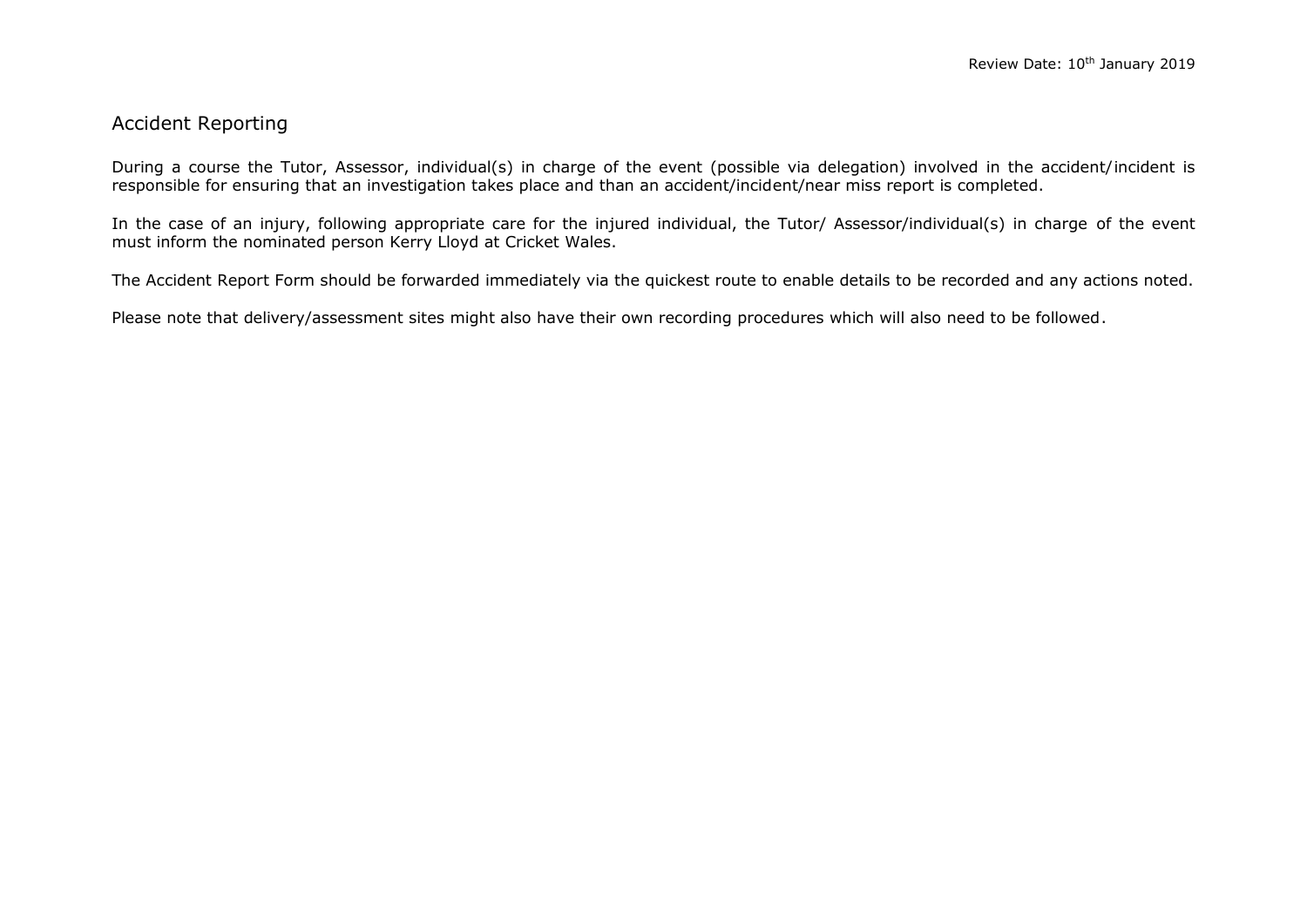## Accident Reporting

During a course the Tutor, Assessor, individual(s) in charge of the event (possible via delegation) involved in the accident/incident is responsible for ensuring that an investigation takes place and than an accident/incident/near miss report is completed.

In the case of an injury, following appropriate care for the injured individual, the Tutor/ Assessor/individual(s) in charge of the event must inform the nominated person Kerry Lloyd at Cricket Wales.

The Accident Report Form should be forwarded immediately via the quickest route to enable details to be recorded and any actions noted.

Please note that delivery/assessment sites might also have their own recording procedures which will also need to be followed.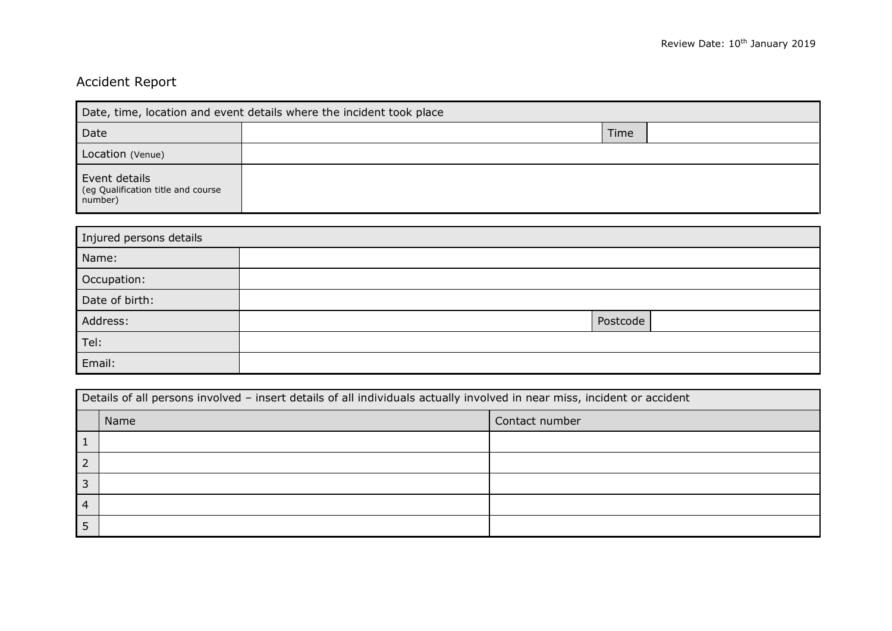Review Date: 10th January 2019

# Accident Report

| Date, time, location and event details where the incident took place | | | |
|---|---|---|---|
| Date | | Time | |
| Location (Venue) | | | |
| Event details (eg Qualification title and course number) | | | |

| Injured persons details | | | |
|---|---|---|---|
| Name: | | | |
| Occupation: | | | |
| Date of birth: | | | |
| Address: | | Postcode | |
| Tel: | | | |
| Email: | | | |

| Details of all persons involved – insert details of all individuals actually involved in near miss, incident or accident | | |
|---|---|---|
| | Name | Contact number |
| 1 | | |
| 2 | | |
| 3 | | |
| 4 | | |
| 5 | | |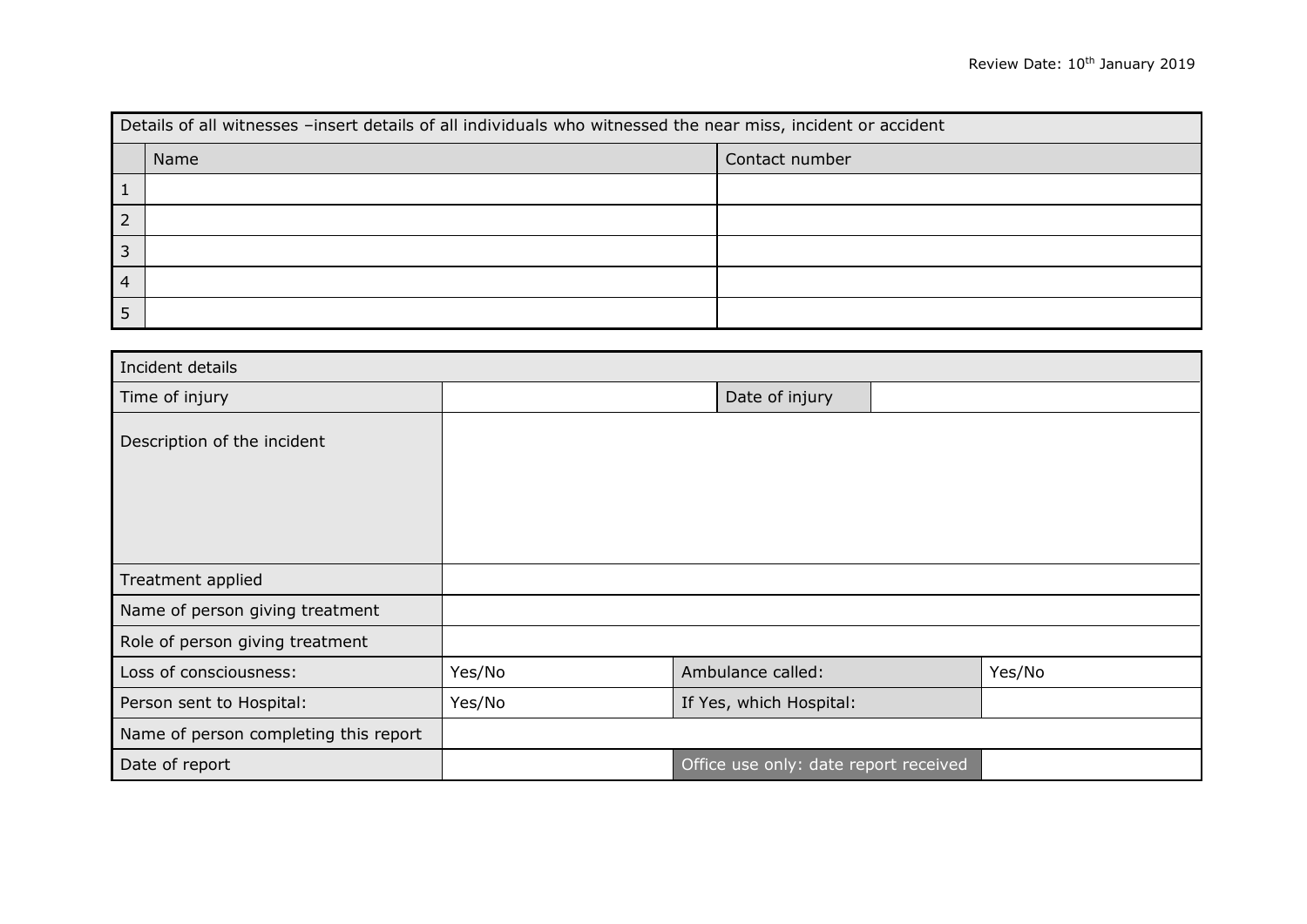Review Date: 10th January 2019

| Details of all witnesses –insert details of all individuals who witnessed the near miss, incident or accident | | |
|---|---|---|
| | Name | Contact number |
| 1 | | |
| 2 | | |
| 3 | | |
| 4 | | |
| 5 | | |

| Incident details | | | |
|---|---|---|---|
| Time of injury | | Date of injury | |
| Description of the incident | | | |
| Treatment applied | | | |
| Name of person giving treatment | | | |
| Role of person giving treatment | | | |
| Loss of consciousness: | Yes/No | Ambulance called: | Yes/No |
| Person sent to Hospital: | Yes/No | If Yes, which Hospital: | |
| Name of person completing this report | | | |
| Date of report | | Office use only: date report received | |